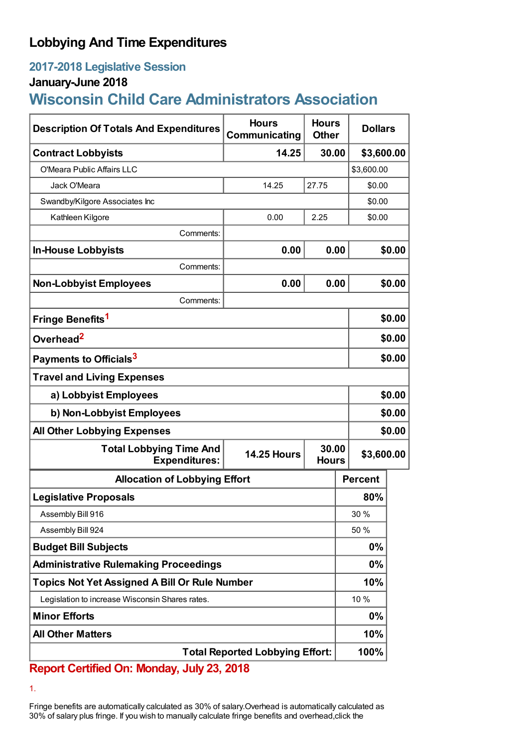# Lobbying And Time Expenditures

## 2017-2018 Legislative Session

### January-June 2018

## Wisconsin Child Care Administrators Association

| Description Of Totals And Expenditures | Hours Communicating | Hours Other | Dollars |
|---|---|---|---|
| **Contract Lobbyists** | **14.25** | **30.00** | **$3,600.00** |
| O'Meara Public Affairs LLC | | | $3,600.00 |
| Jack O'Meara | 14.25 | 27.75 | $0.00 |
| Swandby/Kilgore Associates Inc | | | $0.00 |
| Kathleen Kilgore | 0.00 | 2.25 | $0.00 |
| Comments: | | | |
| **In-House Lobbyists** | **0.00** | **0.00** | **$0.00** |
| Comments: | | | |
| **Non-Lobbyist Employees** | **0.00** | **0.00** | **$0.00** |
| Comments: | | | |
| **Fringe Benefits**[1] | | | **$0.00** |
| **Overhead**[2] | | | **$0.00** |
| **Payments to Officials**[3] | | | **$0.00** |
| **Travel and Living Expenses** | | | |
| **a) Lobbyist Employees** | | | **$0.00** |
| **b) Non-Lobbyist Employees** | | | **$0.00** |
| **All Other Lobbying Expenses** | | | **$0.00** |
| **Total Lobbying Time And Expenditures:** | **14.25 Hours** | **30.00 Hours** | **$3,600.00** |

| Allocation of Lobbying Effort | Percent |
|---|---|
| **Legislative Proposals** | **80%** |
| Assembly Bill 916 | 30 % |
| Assembly Bill 924 | 50 % |
| **Budget Bill Subjects** | **0%** |
| **Administrative Rulemaking Proceedings** | **0%** |
| **Topics Not Yet Assigned A Bill Or Rule Number** | **10%** |
| Legislation to increase Wisconsin Shares rates. | 10 % |
| **Minor Efforts** | **0%** |
| **All Other Matters** | **10%** |
| **Total Reported Lobbying Effort:** | **100%** |

**Report Certified On: Monday, July 23, 2018**

1.

Fringe benefits are automatically calculated as 30% of salary.Overhead is automatically calculated as 30% of salary plus fringe. If you wish to manually calculate fringe benefits and overhead,click the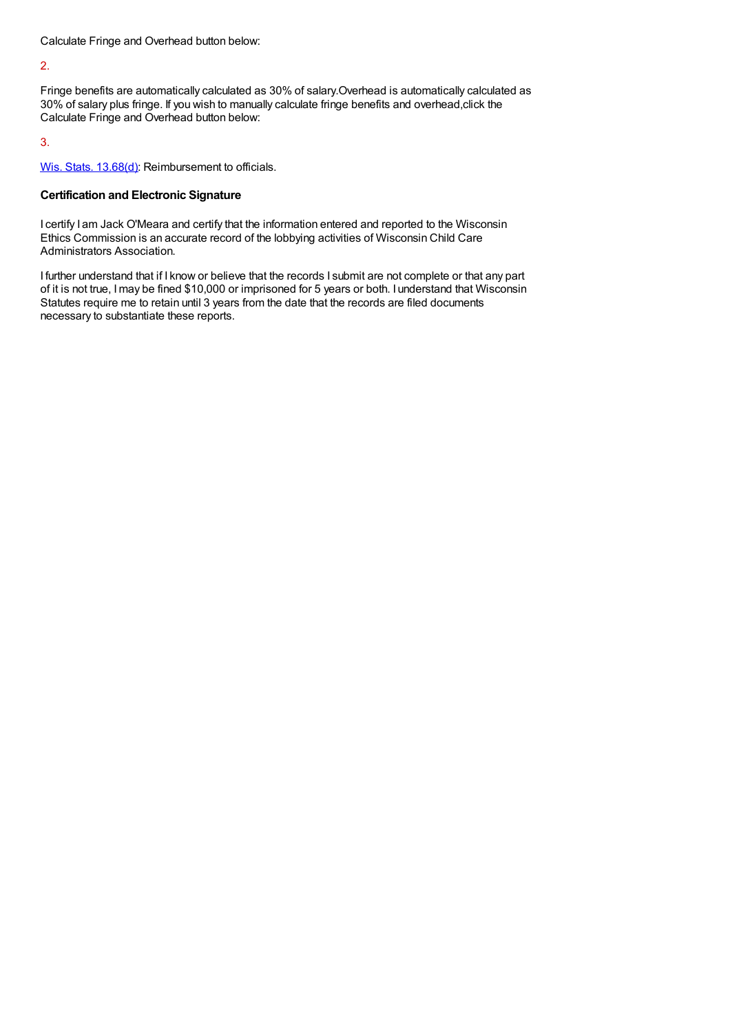Calculate Fringe and Overhead button below:

2.

Fringe benefits are automatically calculated as 30% of salary.Overhead is automatically calculated as 30% of salary plus fringe. If you wish to manually calculate fringe benefits and overhead,click the Calculate Fringe and Overhead button below:

3.

[Wis. Stats. 13.68(d)](): Reimbursement to officials.

**Certification and Electronic Signature**

I certify I am Jack O'Meara and certify that the information entered and reported to the Wisconsin Ethics Commission is an accurate record of the lobbying activities of Wisconsin Child Care Administrators Association.

I further understand that if I know or believe that the records I submit are not complete or that any part of it is not true, I may be fined $10,000 or imprisoned for 5 years or both. I understand that Wisconsin Statutes require me to retain until 3 years from the date that the records are filed documents necessary to substantiate these reports.